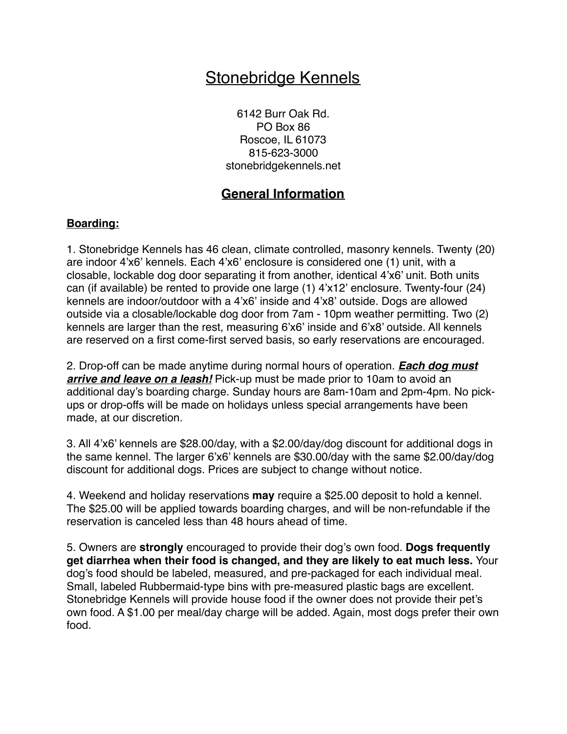# Stonebridge Kennels

6142 Burr Oak Rd.
PO Box 86
Roscoe, IL 61073
815-623-3000
stonebridgekennels.net

## General Information

### Boarding:

1. Stonebridge Kennels has 46 clean, climate controlled, masonry kennels. Twenty (20) are indoor 4'x6' kennels. Each 4'x6' enclosure is considered one (1) unit, with a closable, lockable dog door separating it from another, identical 4'x6' unit. Both units can (if available) be rented to provide one large (1) 4'x12' enclosure. Twenty-four (24) kennels are indoor/outdoor with a 4'x6' inside and 4'x8' outside. Dogs are allowed outside via a closable/lockable dog door from 7am - 10pm weather permitting. Two (2) kennels are larger than the rest, measuring 6'x6' inside and 6'x8' outside. All kennels are reserved on a first come-first served basis, so early reservations are encouraged.

2. Drop-off can be made anytime during normal hours of operation. ***Each dog must arrive and leave on a leash!*** Pick-up must be made prior to 10am to avoid an additional day's boarding charge. Sunday hours are 8am-10am and 2pm-4pm. No pick-ups or drop-offs will be made on holidays unless special arrangements have been made, at our discretion.

3. All 4'x6' kennels are $28.00/day, with a $2.00/day/dog discount for additional dogs in the same kennel. The larger 6'x6' kennels are $30.00/day with the same $2.00/day/dog discount for additional dogs. Prices are subject to change without notice.

4. Weekend and holiday reservations **may** require a $25.00 deposit to hold a kennel. The $25.00 will be applied towards boarding charges, and will be non-refundable if the reservation is canceled less than 48 hours ahead of time.

5. Owners are **strongly** encouraged to provide their dog's own food. **Dogs frequently get diarrhea when their food is changed, and they are likely to eat much less.** Your dog's food should be labeled, measured, and pre-packaged for each individual meal. Small, labeled Rubbermaid-type bins with pre-measured plastic bags are excellent. Stonebridge Kennels will provide house food if the owner does not provide their pet's own food. A $1.00 per meal/day charge will be added. Again, most dogs prefer their own food.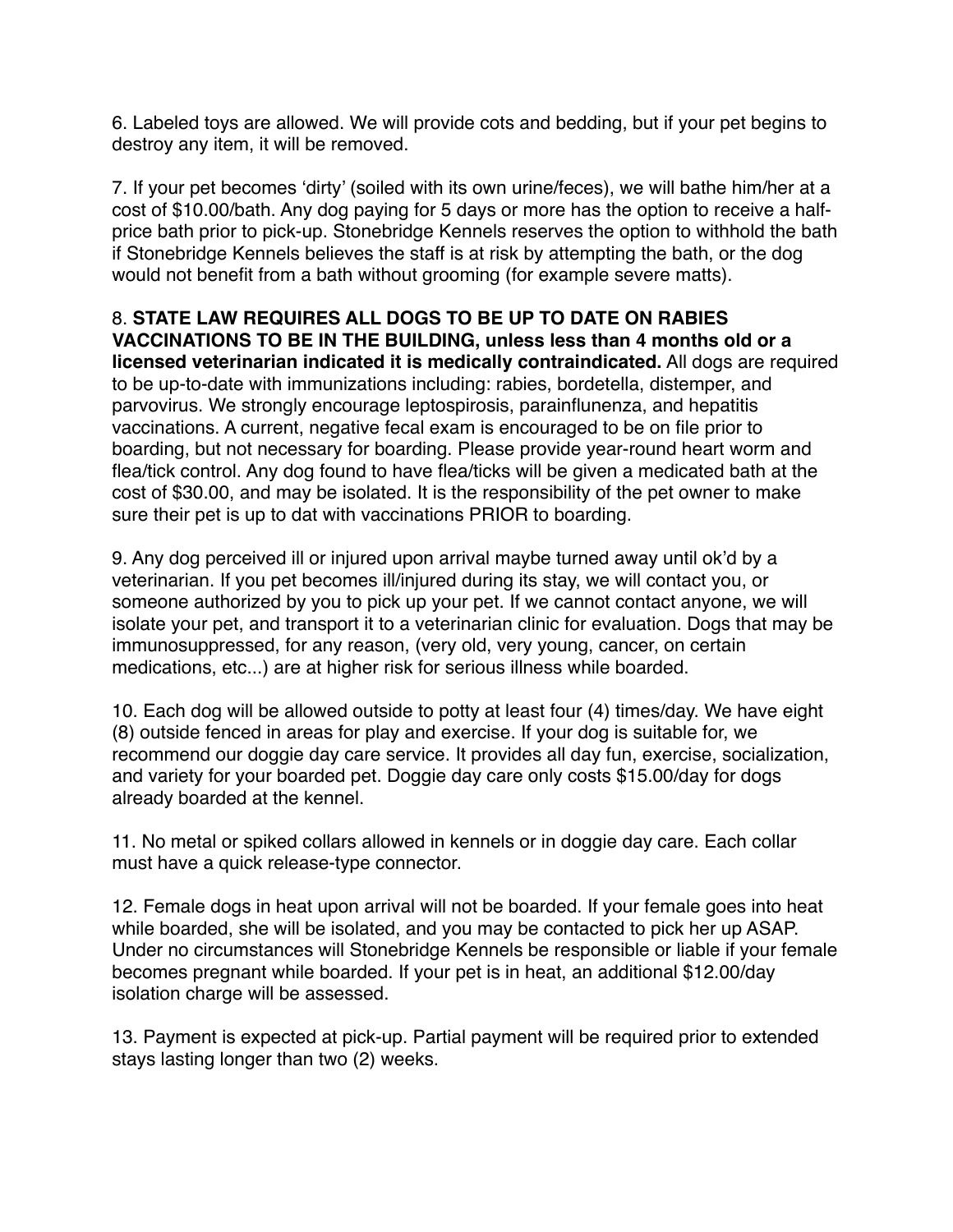6. Labeled toys are allowed. We will provide cots and bedding, but if your pet begins to destroy any item, it will be removed.

7. If your pet becomes 'dirty' (soiled with its own urine/feces), we will bathe him/her at a cost of $10.00/bath. Any dog paying for 5 days or more has the option to receive a half-price bath prior to pick-up. Stonebridge Kennels reserves the option to withhold the bath if Stonebridge Kennels believes the staff is at risk by attempting the bath, or the dog would not benefit from a bath without grooming (for example severe matts).

8. **STATE LAW REQUIRES ALL DOGS TO BE UP TO DATE ON RABIES VACCINATIONS TO BE IN THE BUILDING, unless less than 4 months old or a licensed veterinarian indicated it is medically contraindicated.** All dogs are required to be up-to-date with immunizations including: rabies, bordetella, distemper, and parvovirus. We strongly encourage leptospirosis, parainflunenza, and hepatitis vaccinations. A current, negative fecal exam is encouraged to be on file prior to boarding, but not necessary for boarding. Please provide year-round heart worm and flea/tick control. Any dog found to have flea/ticks will be given a medicated bath at the cost of $30.00, and may be isolated. It is the responsibility of the pet owner to make sure their pet is up to dat with vaccinations PRIOR to boarding.

9. Any dog perceived ill or injured upon arrival maybe turned away until ok'd by a veterinarian. If you pet becomes ill/injured during its stay, we will contact you, or someone authorized by you to pick up your pet. If we cannot contact anyone, we will isolate your pet, and transport it to a veterinarian clinic for evaluation. Dogs that may be immunosuppressed, for any reason, (very old, very young, cancer, on certain medications, etc...) are at higher risk for serious illness while boarded.

10. Each dog will be allowed outside to potty at least four (4) times/day. We have eight (8) outside fenced in areas for play and exercise. If your dog is suitable for, we recommend our doggie day care service. It provides all day fun, exercise, socialization, and variety for your boarded pet. Doggie day care only costs $15.00/day for dogs already boarded at the kennel.

11. No metal or spiked collars allowed in kennels or in doggie day care. Each collar must have a quick release-type connector.

12. Female dogs in heat upon arrival will not be boarded. If your female goes into heat while boarded, she will be isolated, and you may be contacted to pick her up ASAP. Under no circumstances will Stonebridge Kennels be responsible or liable if your female becomes pregnant while boarded. If your pet is in heat, an additional $12.00/day isolation charge will be assessed.

13. Payment is expected at pick-up. Partial payment will be required prior to extended stays lasting longer than two (2) weeks.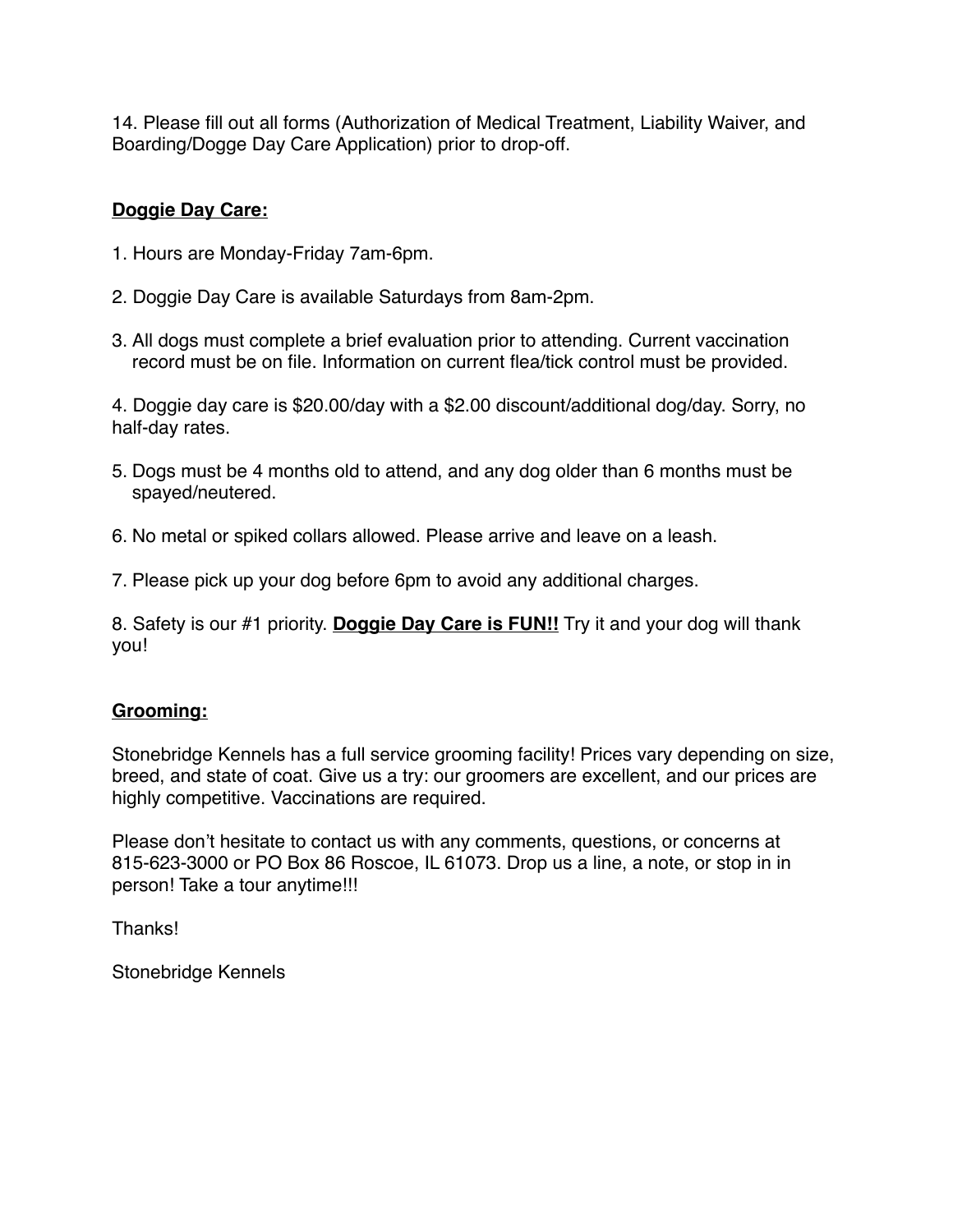14. Please fill out all forms (Authorization of Medical Treatment, Liability Waiver, and Boarding/Dogge Day Care Application) prior to drop-off.

**Doggie Day Care:**

1. Hours are Monday-Friday 7am-6pm.

2. Doggie Day Care is available Saturdays from 8am-2pm.

3. All dogs must complete a brief evaluation prior to attending. Current vaccination record must be on file. Information on current flea/tick control must be provided.

4. Doggie day care is $20.00/day with a $2.00 discount/additional dog/day. Sorry, no half-day rates.

5. Dogs must be 4 months old to attend, and any dog older than 6 months must be spayed/neutered.

6. No metal or spiked collars allowed. Please arrive and leave on a leash.

7. Please pick up your dog before 6pm to avoid any additional charges.

8. Safety is our #1 priority. **Doggie Day Care is FUN!!** Try it and your dog will thank you!

**Grooming:**

Stonebridge Kennels has a full service grooming facility! Prices vary depending on size, breed, and state of coat. Give us a try: our groomers are excellent, and our prices are highly competitive. Vaccinations are required.

Please don't hesitate to contact us with any comments, questions, or concerns at 815-623-3000 or PO Box 86 Roscoe, IL 61073. Drop us a line, a note, or stop in in person! Take a tour anytime!!!

Thanks!

Stonebridge Kennels